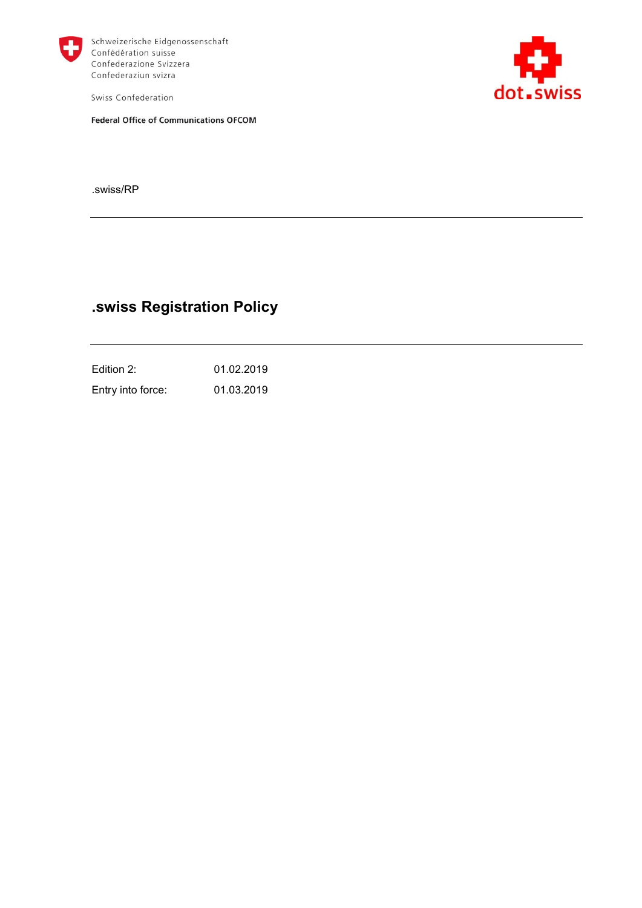Schweizerische Eidgenossenschaft
Confédération suisse
Confederazione Svizzera
Confederaziun svizra

Swiss Confederation

**Federal Office of Communications OFCOM**

dot.swiss

.swiss/RP

# .swiss Registration Policy

| | |
|---|---|
| Edition 2: | 01.02.2019 |
| Entry into force: | 01.03.2019 |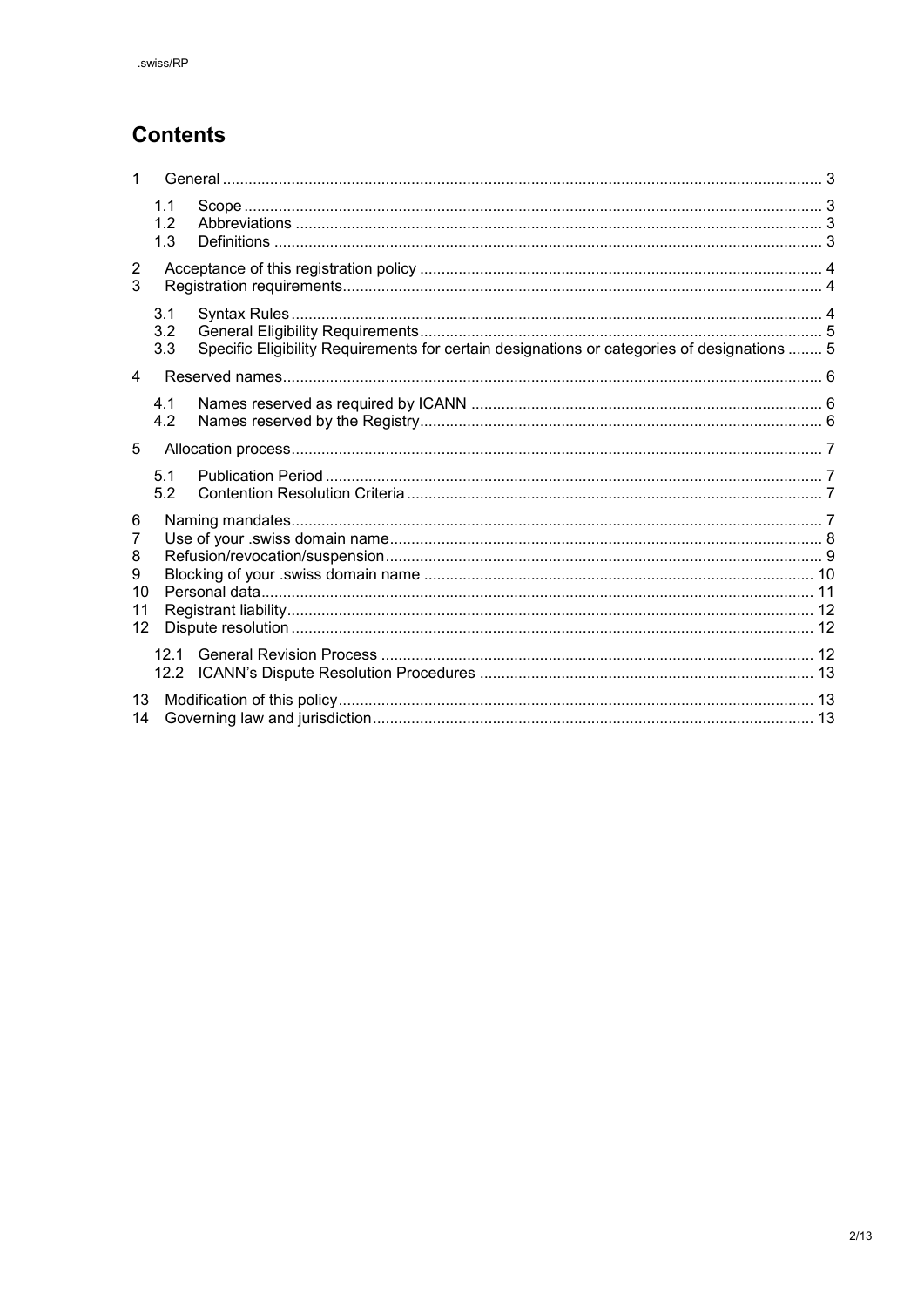## Contents

1 General ........ 3
  - 1.1 Scope ........ 3
  - 1.2 Abbreviations ........ 3
  - 1.3 Definitions ........ 3

2 Acceptance of this registration policy ........ 4

3 Registration requirements ........ 4
  - 3.1 Syntax Rules ........ 4
  - 3.2 General Eligibility Requirements ........ 5
  - 3.3 Specific Eligibility Requirements for certain designations or categories of designations ........ 5

4 Reserved names ........ 6
  - 4.1 Names reserved as required by ICANN ........ 6
  - 4.2 Names reserved by the Registry ........ 6

5 Allocation process ........ 7
  - 5.1 Publication Period ........ 7
  - 5.2 Contention Resolution Criteria ........ 7

6 Naming mandates ........ 7

7 Use of your .swiss domain name ........ 8

8 Refusion/revocation/suspension ........ 9

9 Blocking of your .swiss domain name ........ 10

10 Personal data ........ 11

11 Registrant liability ........ 12

12 Dispute resolution ........ 12
  - 12.1 General Revision Process ........ 12
  - 12.2 ICANN's Dispute Resolution Procedures ........ 13

13 Modification of this policy ........ 13

14 Governing law and jurisdiction ........ 13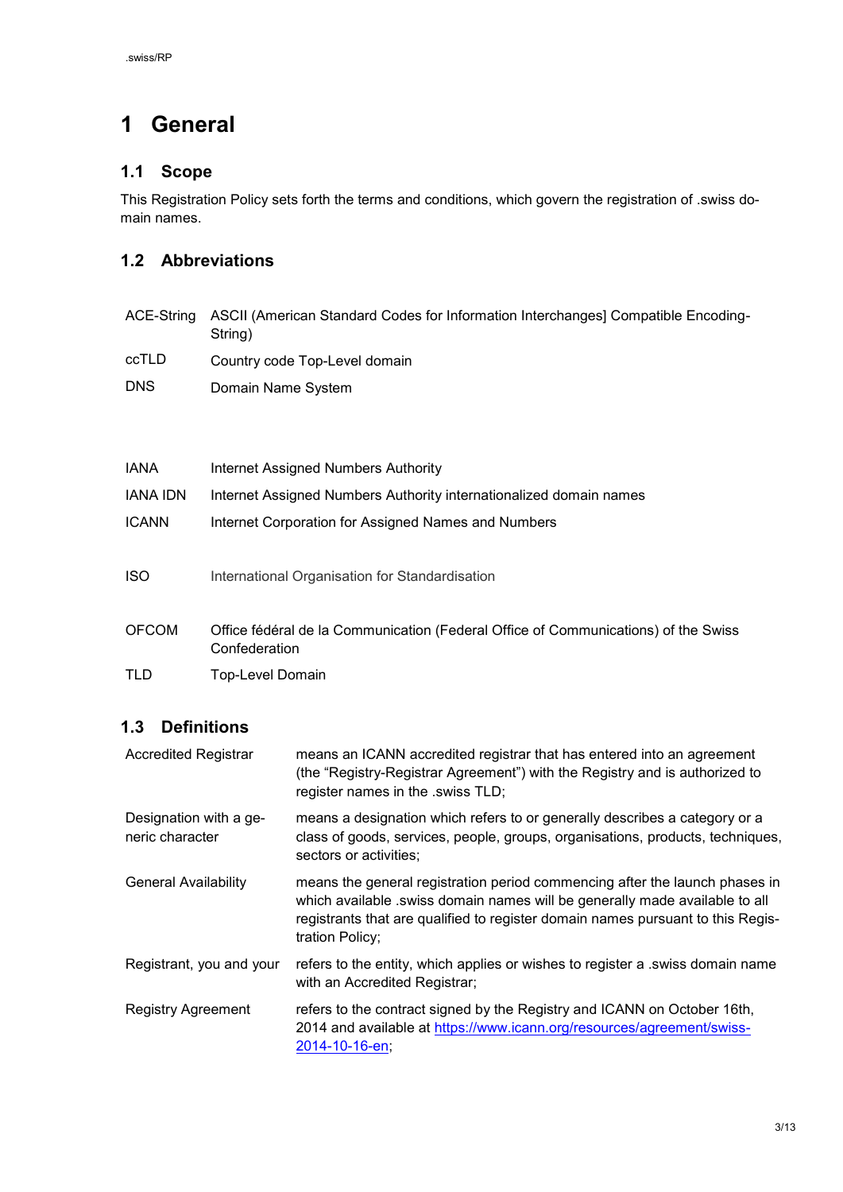# 1 General

## 1.1 Scope

This Registration Policy sets forth the terms and conditions, which govern the registration of .swiss domain names.

## 1.2 Abbreviations

| | |
|---|---|
| ACE-String | ASCII (American Standard Codes for Information Interchanges] Compatible Encoding-String) |
| ccTLD | Country code Top-Level domain |
| DNS | Domain Name System |
| IANA | Internet Assigned Numbers Authority |
| IANA IDN | Internet Assigned Numbers Authority internationalized domain names |
| ICANN | Internet Corporation for Assigned Names and Numbers |
| ISO | International Organisation for Standardisation |
| OFCOM | Office fédéral de la Communication (Federal Office of Communications) of the Swiss Confederation |
| TLD | Top-Level Domain |

## 1.3 Definitions

| | |
|---|---|
| Accredited Registrar | means an ICANN accredited registrar that has entered into an agreement (the "Registry-Registrar Agreement") with the Registry and is authorized to register names in the .swiss TLD; |
| Designation with a generic character | means a designation which refers to or generally describes a category or a class of goods, services, people, groups, organisations, products, techniques, sectors or activities; |
| General Availability | means the general registration period commencing after the launch phases in which available .swiss domain names will be generally made available to all registrants that are qualified to register domain names pursuant to this Registration Policy; |
| Registrant, you and your | refers to the entity, which applies or wishes to register a .swiss domain name with an Accredited Registrar; |
| Registry Agreement | refers to the contract signed by the Registry and ICANN on October 16th, 2014 and available at [https://www.icann.org/resources/agreement/swiss-2014-10-16-en](https://www.icann.org/resources/agreement/swiss-2014-10-16-en); |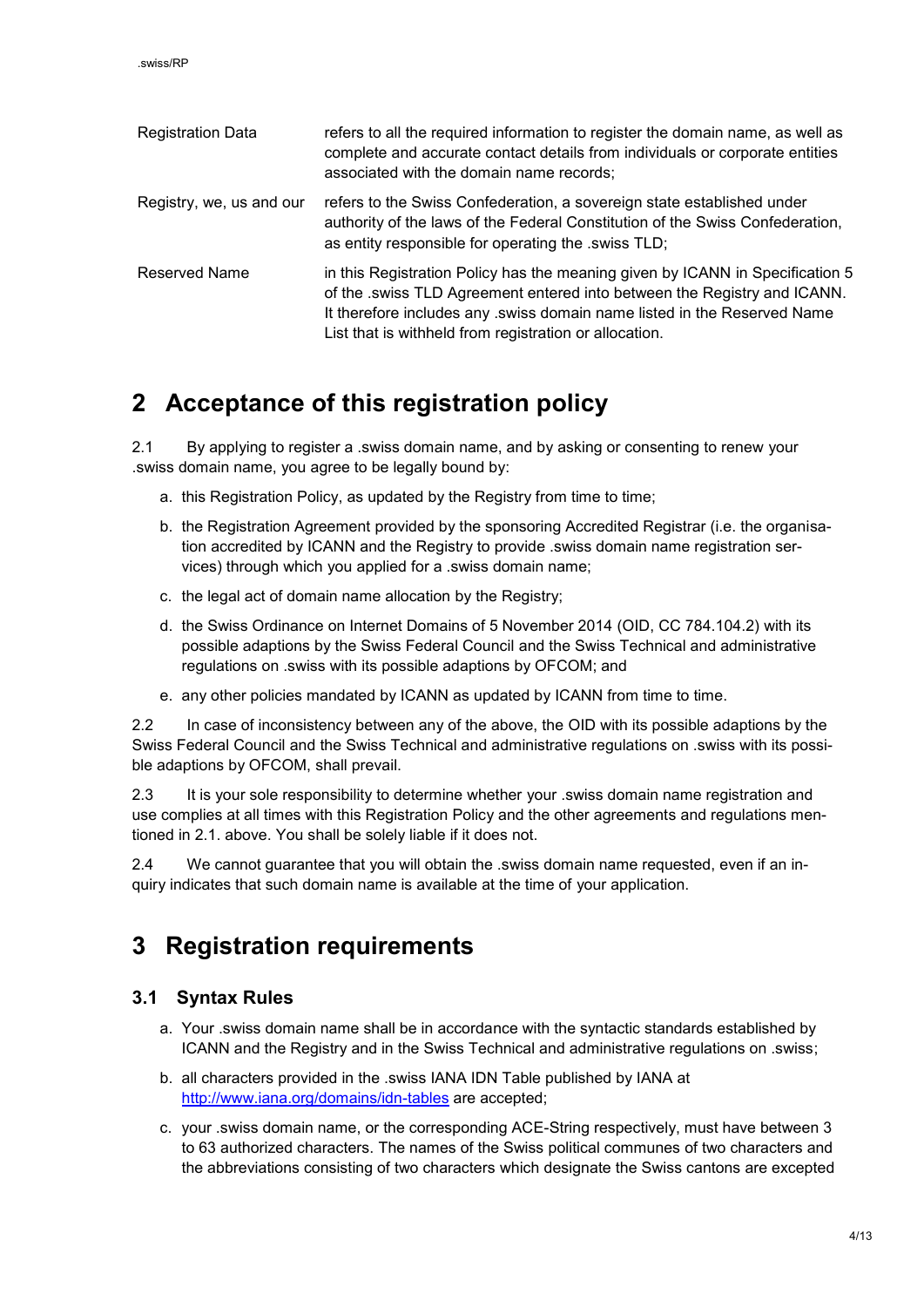| | |
|---|---|
| Registration Data | refers to all the required information to register the domain name, as well as complete and accurate contact details from individuals or corporate entities associated with the domain name records; |
| Registry, we, us and our | refers to the Swiss Confederation, a sovereign state established under authority of the laws of the Federal Constitution of the Swiss Confederation, as entity responsible for operating the .swiss TLD; |
| Reserved Name | in this Registration Policy has the meaning given by ICANN in Specification 5 of the .swiss TLD Agreement entered into between the Registry and ICANN. It therefore includes any .swiss domain name listed in the Reserved Name List that is withheld from registration or allocation. |

# 2 Acceptance of this registration policy

2.1 By applying to register a .swiss domain name, and by asking or consenting to renew your .swiss domain name, you agree to be legally bound by:

a. this Registration Policy, as updated by the Registry from time to time;

b. the Registration Agreement provided by the sponsoring Accredited Registrar (i.e. the organisation accredited by ICANN and the Registry to provide .swiss domain name registration services) through which you applied for a .swiss domain name;

c. the legal act of domain name allocation by the Registry;

d. the Swiss Ordinance on Internet Domains of 5 November 2014 (OID, CC 784.104.2) with its possible adaptions by the Swiss Federal Council and the Swiss Technical and administrative regulations on .swiss with its possible adaptions by OFCOM; and

e. any other policies mandated by ICANN as updated by ICANN from time to time.

2.2 In case of inconsistency between any of the above, the OID with its possible adaptions by the Swiss Federal Council and the Swiss Technical and administrative regulations on .swiss with its possible adaptions by OFCOM, shall prevail.

2.3 It is your sole responsibility to determine whether your .swiss domain name registration and use complies at all times with this Registration Policy and the other agreements and regulations mentioned in 2.1. above. You shall be solely liable if it does not.

2.4 We cannot guarantee that you will obtain the .swiss domain name requested, even if an inquiry indicates that such domain name is available at the time of your application.

# 3 Registration requirements

## 3.1 Syntax Rules

a. Your .swiss domain name shall be in accordance with the syntactic standards established by ICANN and the Registry and in the Swiss Technical and administrative regulations on .swiss;

b. all characters provided in the .swiss IANA IDN Table published by IANA at [http://www.iana.org/domains/idn-tables](http://www.iana.org/domains/idn-tables) are accepted;

c. your .swiss domain name, or the corresponding ACE-String respectively, must have between 3 to 63 authorized characters. The names of the Swiss political communes of two characters and the abbreviations consisting of two characters which designate the Swiss cantons are excepted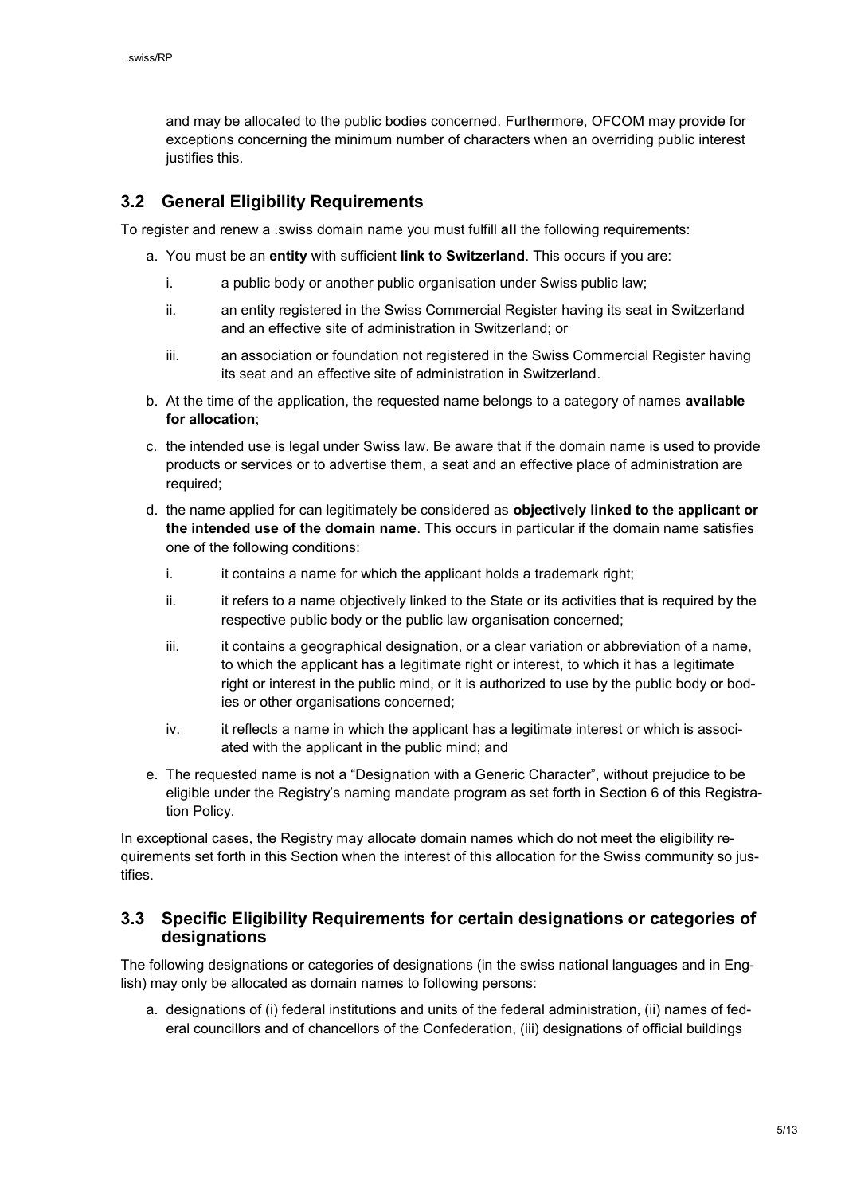and may be allocated to the public bodies concerned. Furthermore, OFCOM may provide for exceptions concerning the minimum number of characters when an overriding public interest justifies this.

## 3.2 General Eligibility Requirements

To register and renew a .swiss domain name you must fulfill **all** the following requirements:

a. You must be an **entity** with sufficient **link to Switzerland**. This occurs if you are:

   i. a public body or another public organisation under Swiss public law;

   ii. an entity registered in the Swiss Commercial Register having its seat in Switzerland and an effective site of administration in Switzerland; or

   iii. an association or foundation not registered in the Swiss Commercial Register having its seat and an effective site of administration in Switzerland.

b. At the time of the application, the requested name belongs to a category of names **available for allocation**;

c. the intended use is legal under Swiss law. Be aware that if the domain name is used to provide products or services or to advertise them, a seat and an effective place of administration are required;

d. the name applied for can legitimately be considered as **objectively linked to the applicant or the intended use of the domain name**. This occurs in particular if the domain name satisfies one of the following conditions:

   i. it contains a name for which the applicant holds a trademark right;

   ii. it refers to a name objectively linked to the State or its activities that is required by the respective public body or the public law organisation concerned;

   iii. it contains a geographical designation, or a clear variation or abbreviation of a name, to which the applicant has a legitimate right or interest, to which it has a legitimate right or interest in the public mind, or it is authorized to use by the public body or bodies or other organisations concerned;

   iv. it reflects a name in which the applicant has a legitimate interest or which is associated with the applicant in the public mind; and

e. The requested name is not a "Designation with a Generic Character", without prejudice to be eligible under the Registry's naming mandate program as set forth in Section 6 of this Registration Policy.

In exceptional cases, the Registry may allocate domain names which do not meet the eligibility requirements set forth in this Section when the interest of this allocation for the Swiss community so justifies.

## 3.3 Specific Eligibility Requirements for certain designations or categories of designations

The following designations or categories of designations (in the swiss national languages and in English) may only be allocated as domain names to following persons:

a. designations of (i) federal institutions and units of the federal administration, (ii) names of federal councillors and of chancellors of the Confederation, (iii) designations of official buildings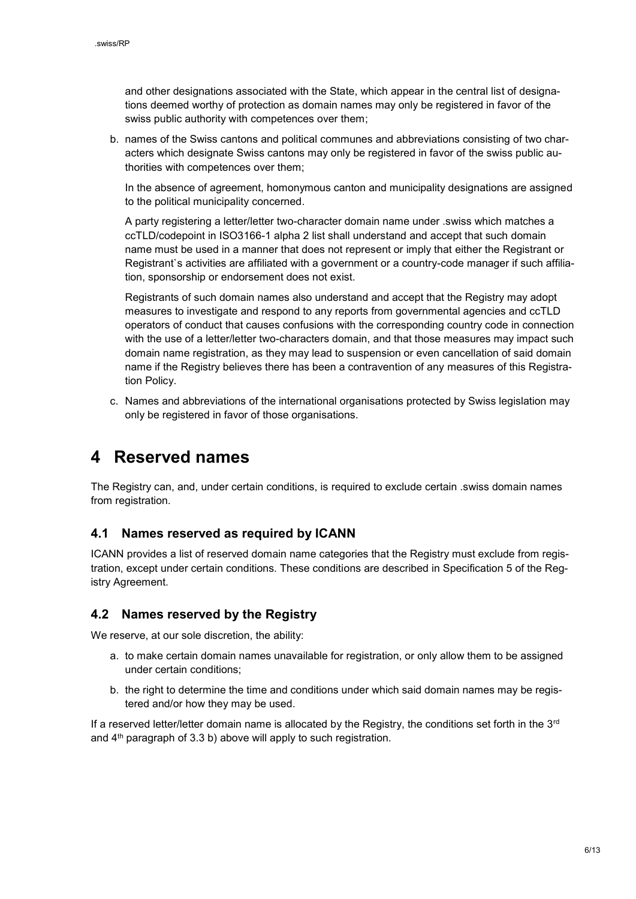and other designations associated with the State, which appear in the central list of designations deemed worthy of protection as domain names may only be registered in favor of the swiss public authority with competences over them;

b. names of the Swiss cantons and political communes and abbreviations consisting of two characters which designate Swiss cantons may only be registered in favor of the swiss public authorities with competences over them;

   In the absence of agreement, homonymous canton and municipality designations are assigned to the political municipality concerned.

   A party registering a letter/letter two-character domain name under .swiss which matches a ccTLD/codepoint in ISO3166-1 alpha 2 list shall understand and accept that such domain name must be used in a manner that does not represent or imply that either the Registrant or Registrant`s activities are affiliated with a government or a country-code manager if such affiliation, sponsorship or endorsement does not exist.

   Registrants of such domain names also understand and accept that the Registry may adopt measures to investigate and respond to any reports from governmental agencies and ccTLD operators of conduct that causes confusions with the corresponding country code in connection with the use of a letter/letter two-characters domain, and that those measures may impact such domain name registration, as they may lead to suspension or even cancellation of said domain name if the Registry believes there has been a contravention of any measures of this Registration Policy.

c. Names and abbreviations of the international organisations protected by Swiss legislation may only be registered in favor of those organisations.

# 4 Reserved names

The Registry can, and, under certain conditions, is required to exclude certain .swiss domain names from registration.

## 4.1 Names reserved as required by ICANN

ICANN provides a list of reserved domain name categories that the Registry must exclude from registration, except under certain conditions. These conditions are described in Specification 5 of the Registry Agreement.

## 4.2 Names reserved by the Registry

We reserve, at our sole discretion, the ability:

a. to make certain domain names unavailable for registration, or only allow them to be assigned under certain conditions;

b. the right to determine the time and conditions under which said domain names may be registered and/or how they may be used.

If a reserved letter/letter domain name is allocated by the Registry, the conditions set forth in the 3rd and 4th paragraph of 3.3 b) above will apply to such registration.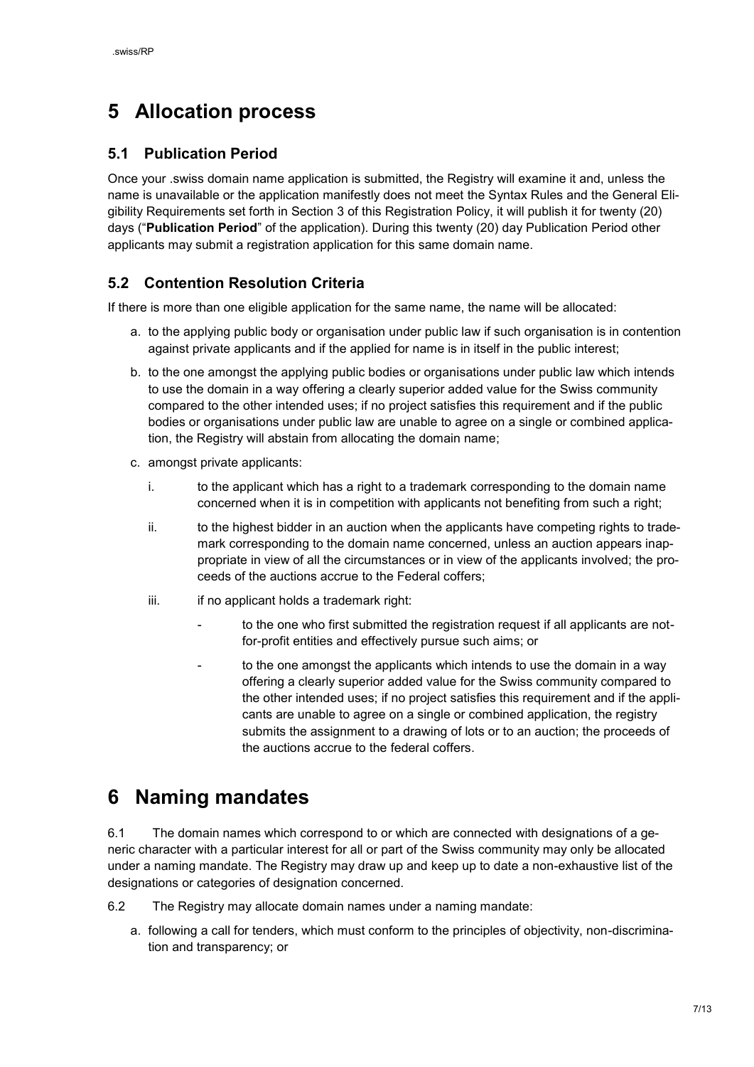# 5 Allocation process

## 5.1 Publication Period

Once your .swiss domain name application is submitted, the Registry will examine it and, unless the name is unavailable or the application manifestly does not meet the Syntax Rules and the General Eligibility Requirements set forth in Section 3 of this Registration Policy, it will publish it for twenty (20) days ("**Publication Period**" of the application). During this twenty (20) day Publication Period other applicants may submit a registration application for this same domain name.

## 5.2 Contention Resolution Criteria

If there is more than one eligible application for the same name, the name will be allocated:

a. to the applying public body or organisation under public law if such organisation is in contention against private applicants and if the applied for name is in itself in the public interest;

b. to the one amongst the applying public bodies or organisations under public law which intends to use the domain in a way offering a clearly superior added value for the Swiss community compared to the other intended uses; if no project satisfies this requirement and if the public bodies or organisations under public law are unable to agree on a single or combined application, the Registry will abstain from allocating the domain name;

c. amongst private applicants:

   i. to the applicant which has a right to a trademark corresponding to the domain name concerned when it is in competition with applicants not benefiting from such a right;

   ii. to the highest bidder in an auction when the applicants have competing rights to trademark corresponding to the domain name concerned, unless an auction appears inappropriate in view of all the circumstances or in view of the applicants involved; the proceeds of the auctions accrue to the Federal coffers;

   iii. if no applicant holds a trademark right:

      - to the one who first submitted the registration request if all applicants are not-for-profit entities and effectively pursue such aims; or

      - to the one amongst the applicants which intends to use the domain in a way offering a clearly superior added value for the Swiss community compared to the other intended uses; if no project satisfies this requirement and if the applicants are unable to agree on a single or combined application, the registry submits the assignment to a drawing of lots or to an auction; the proceeds of the auctions accrue to the federal coffers.

# 6 Naming mandates

6.1 The domain names which correspond to or which are connected with designations of a generic character with a particular interest for all or part of the Swiss community may only be allocated under a naming mandate. The Registry may draw up and keep up to date a non-exhaustive list of the designations or categories of designation concerned.

6.2 The Registry may allocate domain names under a naming mandate:

a. following a call for tenders, which must conform to the principles of objectivity, non-discrimination and transparency; or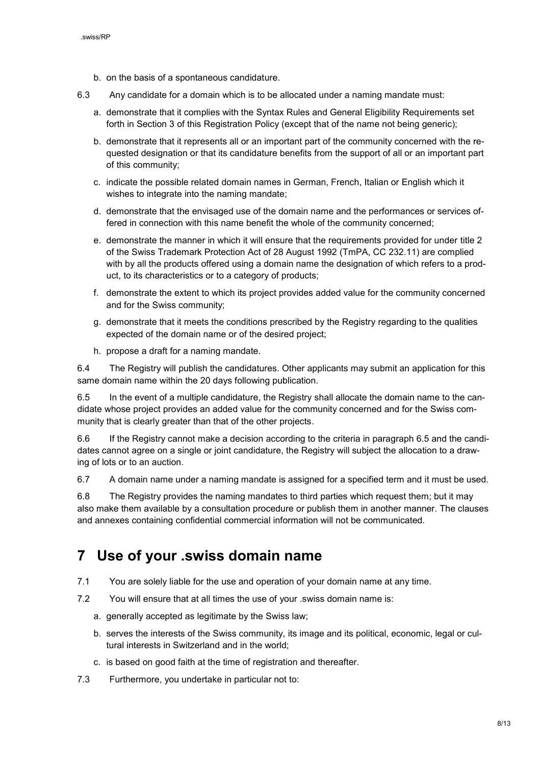b. on the basis of a spontaneous candidature.

6.3 Any candidate for a domain which is to be allocated under a naming mandate must:

a. demonstrate that it complies with the Syntax Rules and General Eligibility Requirements set forth in Section 3 of this Registration Policy (except that of the name not being generic);

b. demonstrate that it represents all or an important part of the community concerned with the requested designation or that its candidature benefits from the support of all or an important part of this community;

c. indicate the possible related domain names in German, French, Italian or English which it wishes to integrate into the naming mandate;

d. demonstrate that the envisaged use of the domain name and the performances or services offered in connection with this name benefit the whole of the community concerned;

e. demonstrate the manner in which it will ensure that the requirements provided for under title 2 of the Swiss Trademark Protection Act of 28 August 1992 (TmPA, CC 232.11) are complied with by all the products offered using a domain name the designation of which refers to a product, to its characteristics or to a category of products;

f. demonstrate the extent to which its project provides added value for the community concerned and for the Swiss community;

g. demonstrate that it meets the conditions prescribed by the Registry regarding to the qualities expected of the domain name or of the desired project;

h. propose a draft for a naming mandate.

6.4 The Registry will publish the candidatures. Other applicants may submit an application for this same domain name within the 20 days following publication.

6.5 In the event of a multiple candidature, the Registry shall allocate the domain name to the candidate whose project provides an added value for the community concerned and for the Swiss community that is clearly greater than that of the other projects.

6.6 If the Registry cannot make a decision according to the criteria in paragraph 6.5 and the candidates cannot agree on a single or joint candidature, the Registry will subject the allocation to a drawing of lots or to an auction.

6.7 A domain name under a naming mandate is assigned for a specified term and it must be used.

6.8 The Registry provides the naming mandates to third parties which request them; but it may also make them available by a consultation procedure or publish them in another manner. The clauses and annexes containing confidential commercial information will not be communicated.

# 7 Use of your .swiss domain name

7.1 You are solely liable for the use and operation of your domain name at any time.

7.2 You will ensure that at all times the use of your .swiss domain name is:

a. generally accepted as legitimate by the Swiss law;

b. serves the interests of the Swiss community, its image and its political, economic, legal or cultural interests in Switzerland and in the world;

c. is based on good faith at the time of registration and thereafter.

7.3 Furthermore, you undertake in particular not to: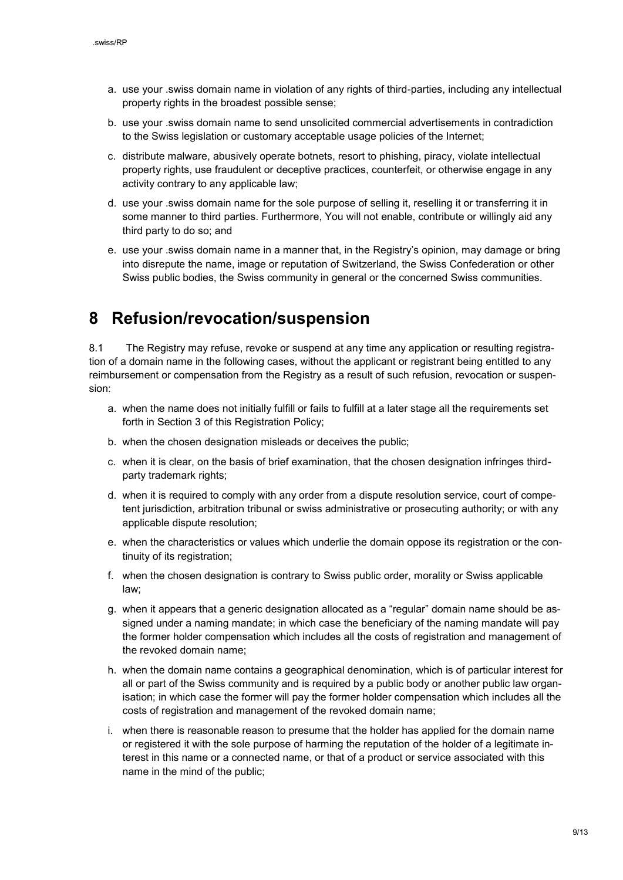a. use your .swiss domain name in violation of any rights of third-parties, including any intellectual property rights in the broadest possible sense;

b. use your .swiss domain name to send unsolicited commercial advertisements in contradiction to the Swiss legislation or customary acceptable usage policies of the Internet;

c. distribute malware, abusively operate botnets, resort to phishing, piracy, violate intellectual property rights, use fraudulent or deceptive practices, counterfeit, or otherwise engage in any activity contrary to any applicable law;

d. use your .swiss domain name for the sole purpose of selling it, reselling it or transferring it in some manner to third parties. Furthermore, You will not enable, contribute or willingly aid any third party to do so; and

e. use your .swiss domain name in a manner that, in the Registry's opinion, may damage or bring into disrepute the name, image or reputation of Switzerland, the Swiss Confederation or other Swiss public bodies, the Swiss community in general or the concerned Swiss communities.

# 8 Refusion/revocation/suspension

8.1 The Registry may refuse, revoke or suspend at any time any application or resulting registration of a domain name in the following cases, without the applicant or registrant being entitled to any reimbursement or compensation from the Registry as a result of such refusion, revocation or suspension:

a. when the name does not initially fulfill or fails to fulfill at a later stage all the requirements set forth in Section 3 of this Registration Policy;

b. when the chosen designation misleads or deceives the public;

c. when it is clear, on the basis of brief examination, that the chosen designation infringes third-party trademark rights;

d. when it is required to comply with any order from a dispute resolution service, court of competent jurisdiction, arbitration tribunal or swiss administrative or prosecuting authority; or with any applicable dispute resolution;

e. when the characteristics or values which underlie the domain oppose its registration or the continuity of its registration;

f. when the chosen designation is contrary to Swiss public order, morality or Swiss applicable law;

g. when it appears that a generic designation allocated as a "regular" domain name should be assigned under a naming mandate; in which case the beneficiary of the naming mandate will pay the former holder compensation which includes all the costs of registration and management of the revoked domain name;

h. when the domain name contains a geographical denomination, which is of particular interest for all or part of the Swiss community and is required by a public body or another public law organisation; in which case the former will pay the former holder compensation which includes all the costs of registration and management of the revoked domain name;

i. when there is reasonable reason to presume that the holder has applied for the domain name or registered it with the sole purpose of harming the reputation of the holder of a legitimate interest in this name or a connected name, or that of a product or service associated with this name in the mind of the public;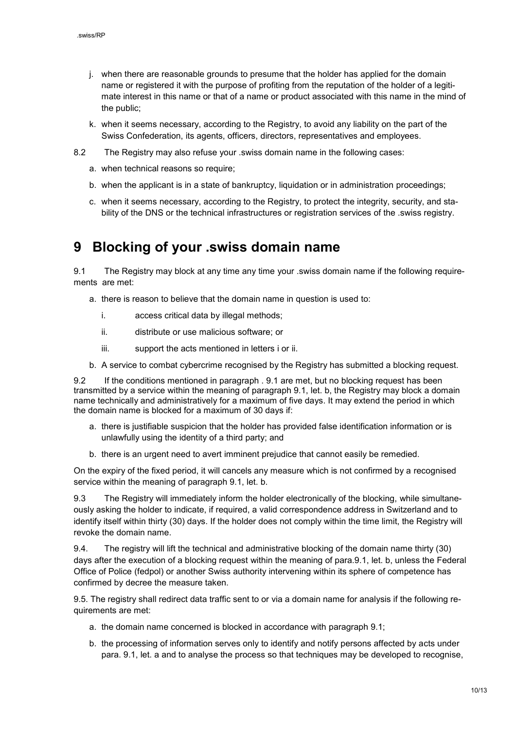j. when there are reasonable grounds to presume that the holder has applied for the domain name or registered it with the purpose of profiting from the reputation of the holder of a legitimate interest in this name or that of a name or product associated with this name in the mind of the public;

k. when it seems necessary, according to the Registry, to avoid any liability on the part of the Swiss Confederation, its agents, officers, directors, representatives and employees.

8.2 The Registry may also refuse your .swiss domain name in the following cases:

a. when technical reasons so require;

b. when the applicant is in a state of bankruptcy, liquidation or in administration proceedings;

c. when it seems necessary, according to the Registry, to protect the integrity, security, and stability of the DNS or the technical infrastructures or registration services of the .swiss registry.

# 9 Blocking of your .swiss domain name

9.1 The Registry may block at any time any time your .swiss domain name if the following requirements are met:

a. there is reason to believe that the domain name in question is used to:

   i. access critical data by illegal methods;

   ii. distribute or use malicious software; or

   iii. support the acts mentioned in letters i or ii.

b. A service to combat cybercrime recognised by the Registry has submitted a blocking request.

9.2 If the conditions mentioned in paragraph . 9.1 are met, but no blocking request has been transmitted by a service within the meaning of paragraph 9.1, let. b, the Registry may block a domain name technically and administratively for a maximum of five days. It may extend the period in which the domain name is blocked for a maximum of 30 days if:

a. there is justifiable suspicion that the holder has provided false identification information or is unlawfully using the identity of a third party; and

b. there is an urgent need to avert imminent prejudice that cannot easily be remedied.

On the expiry of the fixed period, it will cancels any measure which is not confirmed by a recognised service within the meaning of paragraph 9.1, let. b.

9.3 The Registry will immediately inform the holder electronically of the blocking, while simultaneously asking the holder to indicate, if required, a valid correspondence address in Switzerland and to identify itself within thirty (30) days. If the holder does not comply within the time limit, the Registry will revoke the domain name.

9.4. The registry will lift the technical and administrative blocking of the domain name thirty (30) days after the execution of a blocking request within the meaning of para.9.1, let. b, unless the Federal Office of Police (fedpol) or another Swiss authority intervening within its sphere of competence has confirmed by decree the measure taken.

9.5. The registry shall redirect data traffic sent to or via a domain name for analysis if the following requirements are met:

a. the domain name concerned is blocked in accordance with paragraph 9.1;

b. the processing of information serves only to identify and notify persons affected by acts under para. 9.1, let. a and to analyse the process so that techniques may be developed to recognise,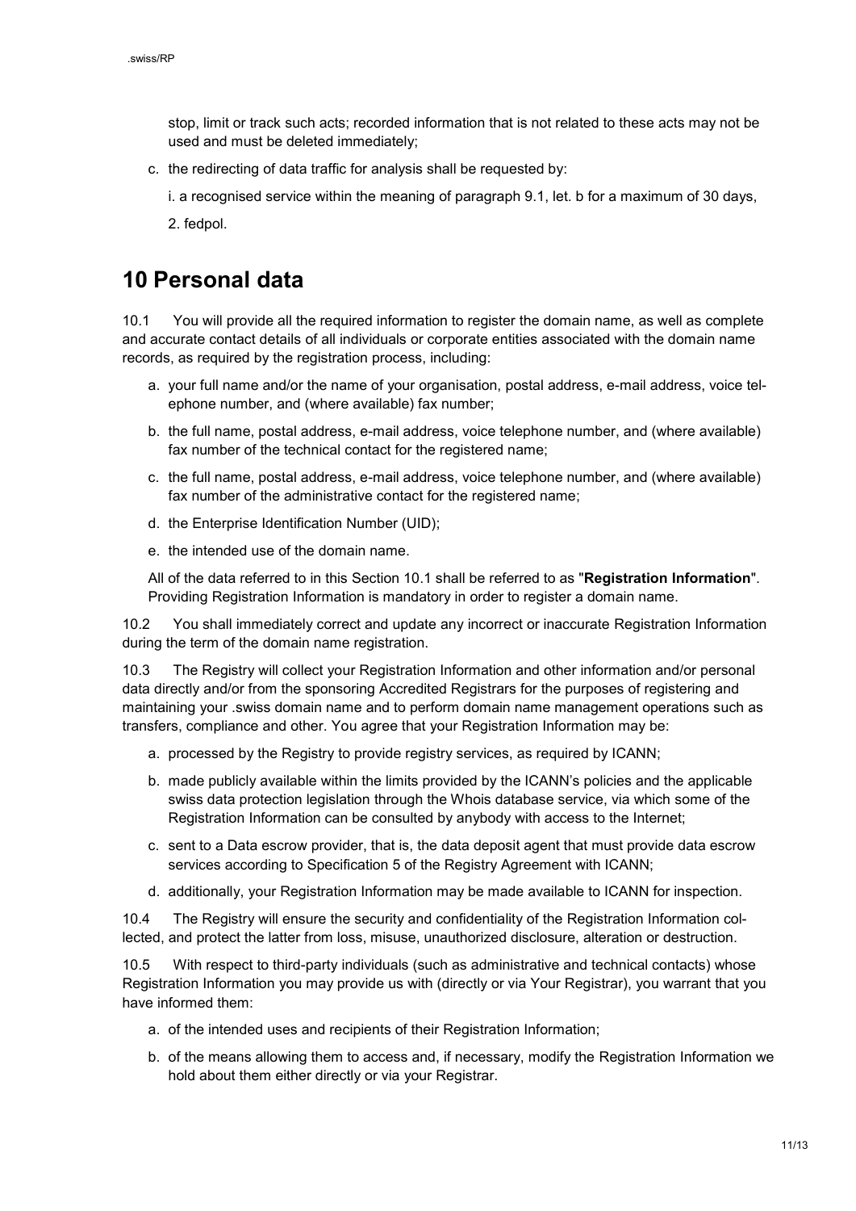stop, limit or track such acts; recorded information that is not related to these acts may not be used and must be deleted immediately;

c. the redirecting of data traffic for analysis shall be requested by:

   i. a recognised service within the meaning of paragraph 9.1, let. b for a maximum of 30 days,

   2. fedpol.

# 10 Personal data

10.1 You will provide all the required information to register the domain name, as well as complete and accurate contact details of all individuals or corporate entities associated with the domain name records, as required by the registration process, including:

a. your full name and/or the name of your organisation, postal address, e-mail address, voice telephone number, and (where available) fax number;
b. the full name, postal address, e-mail address, voice telephone number, and (where available) fax number of the technical contact for the registered name;
c. the full name, postal address, e-mail address, voice telephone number, and (where available) fax number of the administrative contact for the registered name;
d. the Enterprise Identification Number (UID);
e. the intended use of the domain name.

All of the data referred to in this Section 10.1 shall be referred to as "**Registration Information**". Providing Registration Information is mandatory in order to register a domain name.

10.2 You shall immediately correct and update any incorrect or inaccurate Registration Information during the term of the domain name registration.

10.3 The Registry will collect your Registration Information and other information and/or personal data directly and/or from the sponsoring Accredited Registrars for the purposes of registering and maintaining your .swiss domain name and to perform domain name management operations such as transfers, compliance and other. You agree that your Registration Information may be:

a. processed by the Registry to provide registry services, as required by ICANN;
b. made publicly available within the limits provided by the ICANN's policies and the applicable swiss data protection legislation through the Whois database service, via which some of the Registration Information can be consulted by anybody with access to the Internet;
c. sent to a Data escrow provider, that is, the data deposit agent that must provide data escrow services according to Specification 5 of the Registry Agreement with ICANN;
d. additionally, your Registration Information may be made available to ICANN for inspection.

10.4 The Registry will ensure the security and confidentiality of the Registration Information collected, and protect the latter from loss, misuse, unauthorized disclosure, alteration or destruction.

10.5 With respect to third-party individuals (such as administrative and technical contacts) whose Registration Information you may provide us with (directly or via Your Registrar), you warrant that you have informed them:

a. of the intended uses and recipients of their Registration Information;
b. of the means allowing them to access and, if necessary, modify the Registration Information we hold about them either directly or via your Registrar.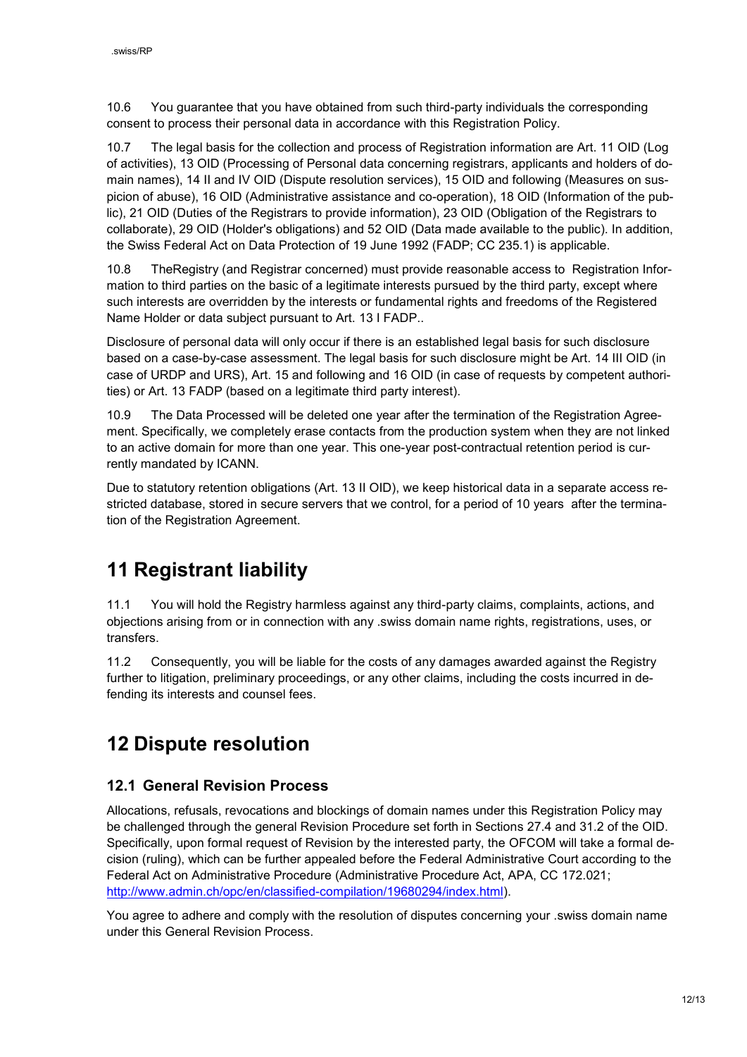10.6 You guarantee that you have obtained from such third-party individuals the corresponding consent to process their personal data in accordance with this Registration Policy.

10.7 The legal basis for the collection and process of Registration information are Art. 11 OID (Log of activities), 13 OID (Processing of Personal data concerning registrars, applicants and holders of domain names), 14 II and IV OID (Dispute resolution services), 15 OID and following (Measures on suspicion of abuse), 16 OID (Administrative assistance and co-operation), 18 OID (Information of the public), 21 OID (Duties of the Registrars to provide information), 23 OID (Obligation of the Registrars to collaborate), 29 OID (Holder's obligations) and 52 OID (Data made available to the public). In addition, the Swiss Federal Act on Data Protection of 19 June 1992 (FADP; CC 235.1) is applicable.

10.8 TheRegistry (and Registrar concerned) must provide reasonable access to Registration Information to third parties on the basic of a legitimate interests pursued by the third party, except where such interests are overridden by the interests or fundamental rights and freedoms of the Registered Name Holder or data subject pursuant to Art. 13 I FADP..

Disclosure of personal data will only occur if there is an established legal basis for such disclosure based on a case-by-case assessment. The legal basis for such disclosure might be Art. 14 III OID (in case of URDP and URS), Art. 15 and following and 16 OID (in case of requests by competent authorities) or Art. 13 FADP (based on a legitimate third party interest).

10.9 The Data Processed will be deleted one year after the termination of the Registration Agreement. Specifically, we completely erase contacts from the production system when they are not linked to an active domain for more than one year. This one-year post-contractual retention period is currently mandated by ICANN.

Due to statutory retention obligations (Art. 13 II OID), we keep historical data in a separate access restricted database, stored in secure servers that we control, for a period of 10 years after the termination of the Registration Agreement.

# 11 Registrant liability

11.1 You will hold the Registry harmless against any third-party claims, complaints, actions, and objections arising from or in connection with any .swiss domain name rights, registrations, uses, or transfers.

11.2 Consequently, you will be liable for the costs of any damages awarded against the Registry further to litigation, preliminary proceedings, or any other claims, including the costs incurred in defending its interests and counsel fees.

# 12 Dispute resolution

## 12.1 General Revision Process

Allocations, refusals, revocations and blockings of domain names under this Registration Policy may be challenged through the general Revision Procedure set forth in Sections 27.4 and 31.2 of the OID. Specifically, upon formal request of Revision by the interested party, the OFCOM will take a formal decision (ruling), which can be further appealed before the Federal Administrative Court according to the Federal Act on Administrative Procedure (Administrative Procedure Act, APA, CC 172.021; http://www.admin.ch/opc/en/classified-compilation/19680294/index.html).

You agree to adhere and comply with the resolution of disputes concerning your .swiss domain name under this General Revision Process.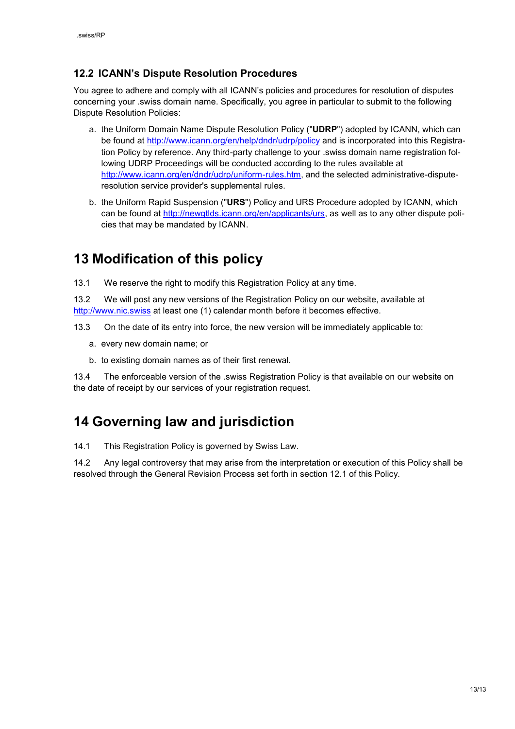### 12.2 ICANN's Dispute Resolution Procedures

You agree to adhere and comply with all ICANN's policies and procedures for resolution of disputes concerning your .swiss domain name. Specifically, you agree in particular to submit to the following Dispute Resolution Policies:

a. the Uniform Domain Name Dispute Resolution Policy ("**UDRP**") adopted by ICANN, which can be found at http://www.icann.org/en/help/dndr/udrp/policy and is incorporated into this Registration Policy by reference. Any third-party challenge to your .swiss domain name registration following UDRP Proceedings will be conducted according to the rules available at http://www.icann.org/en/dndr/udrp/uniform-rules.htm, and the selected administrative-dispute-resolution service provider's supplemental rules.

b. the Uniform Rapid Suspension ("**URS**") Policy and URS Procedure adopted by ICANN, which can be found at http://newgtlds.icann.org/en/applicants/urs, as well as to any other dispute policies that may be mandated by ICANN.

# 13 Modification of this policy

13.1 We reserve the right to modify this Registration Policy at any time.

13.2 We will post any new versions of the Registration Policy on our website, available at http://www.nic.swiss at least one (1) calendar month before it becomes effective.

13.3 On the date of its entry into force, the new version will be immediately applicable to:

a. every new domain name; or

b. to existing domain names as of their first renewal.

13.4 The enforceable version of the .swiss Registration Policy is that available on our website on the date of receipt by our services of your registration request.

# 14 Governing law and jurisdiction

14.1 This Registration Policy is governed by Swiss Law.

14.2 Any legal controversy that may arise from the interpretation or execution of this Policy shall be resolved through the General Revision Process set forth in section 12.1 of this Policy.